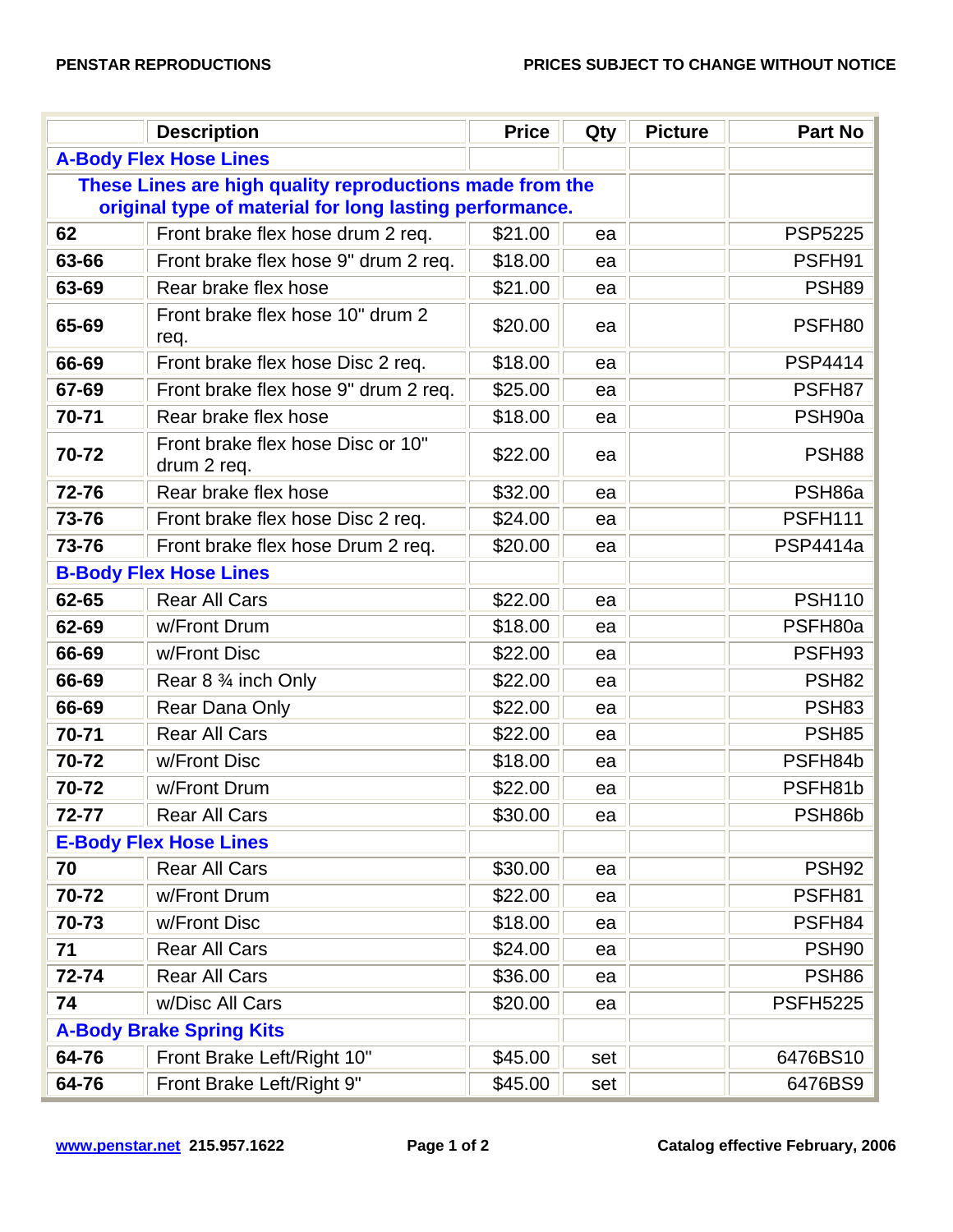PENSTAR REPRODUCTIONS

PRICES SUBJECT TO CHANGE WITHOUT NOTICE

| | Description | Price | Qty | Picture | Part No |
|---|---|---|---|---|---|
| **A-Body Flex Hose Lines** | | | | | |
| **These Lines are high quality reproductions made from the original type of material for long lasting performance.** | | | | | |
| **62** | Front brake flex hose drum 2 req. | $21.00 | ea | | PSP5225 |
| **63-66** | Front brake flex hose 9" drum 2 req. | $18.00 | ea | | PSFH91 |
| **63-69** | Rear brake flex hose | $21.00 | ea | | PSH89 |
| **65-69** | Front brake flex hose 10" drum 2 req. | $20.00 | ea | | PSFH80 |
| **66-69** | Front brake flex hose Disc 2 req. | $18.00 | ea | | PSP4414 |
| **67-69** | Front brake flex hose 9" drum 2 req. | $25.00 | ea | | PSFH87 |
| **70-71** | Rear brake flex hose | $18.00 | ea | | PSH90a |
| **70-72** | Front brake flex hose Disc or 10" drum 2 req. | $22.00 | ea | | PSH88 |
| **72-76** | Rear brake flex hose | $32.00 | ea | | PSH86a |
| **73-76** | Front brake flex hose Disc 2 req. | $24.00 | ea | | PSFH111 |
| **73-76** | Front brake flex hose Drum 2 req. | $20.00 | ea | | PSP4414a |
| **B-Body Flex Hose Lines** | | | | | |
| **62-65** | Rear All Cars | $22.00 | ea | | PSH110 |
| **62-69** | w/Front Drum | $18.00 | ea | | PSFH80a |
| **66-69** | w/Front Disc | $22.00 | ea | | PSFH93 |
| **66-69** | Rear 8 ¾ inch Only | $22.00 | ea | | PSH82 |
| **66-69** | Rear Dana Only | $22.00 | ea | | PSH83 |
| **70-71** | Rear All Cars | $22.00 | ea | | PSH85 |
| **70-72** | w/Front Disc | $18.00 | ea | | PSFH84b |
| **70-72** | w/Front Drum | $22.00 | ea | | PSFH81b |
| **72-77** | Rear All Cars | $30.00 | ea | | PSH86b |
| **E-Body Flex Hose Lines** | | | | | |
| **70** | Rear All Cars | $30.00 | ea | | PSH92 |
| **70-72** | w/Front Drum | $22.00 | ea | | PSFH81 |
| **70-73** | w/Front Disc | $18.00 | ea | | PSFH84 |
| **71** | Rear All Cars | $24.00 | ea | | PSH90 |
| **72-74** | Rear All Cars | $36.00 | ea | | PSH86 |
| **74** | w/Disc All Cars | $20.00 | ea | | PSFH5225 |
| **A-Body Brake Spring Kits** | | | | | |
| **64-76** | Front Brake Left/Right 10" | $45.00 | set | | 6476BS10 |
| **64-76** | Front Brake Left/Right 9" | $45.00 | set | | 6476BS9 |

www.penstar.net 215.957.1622

Catalog effective February, 2006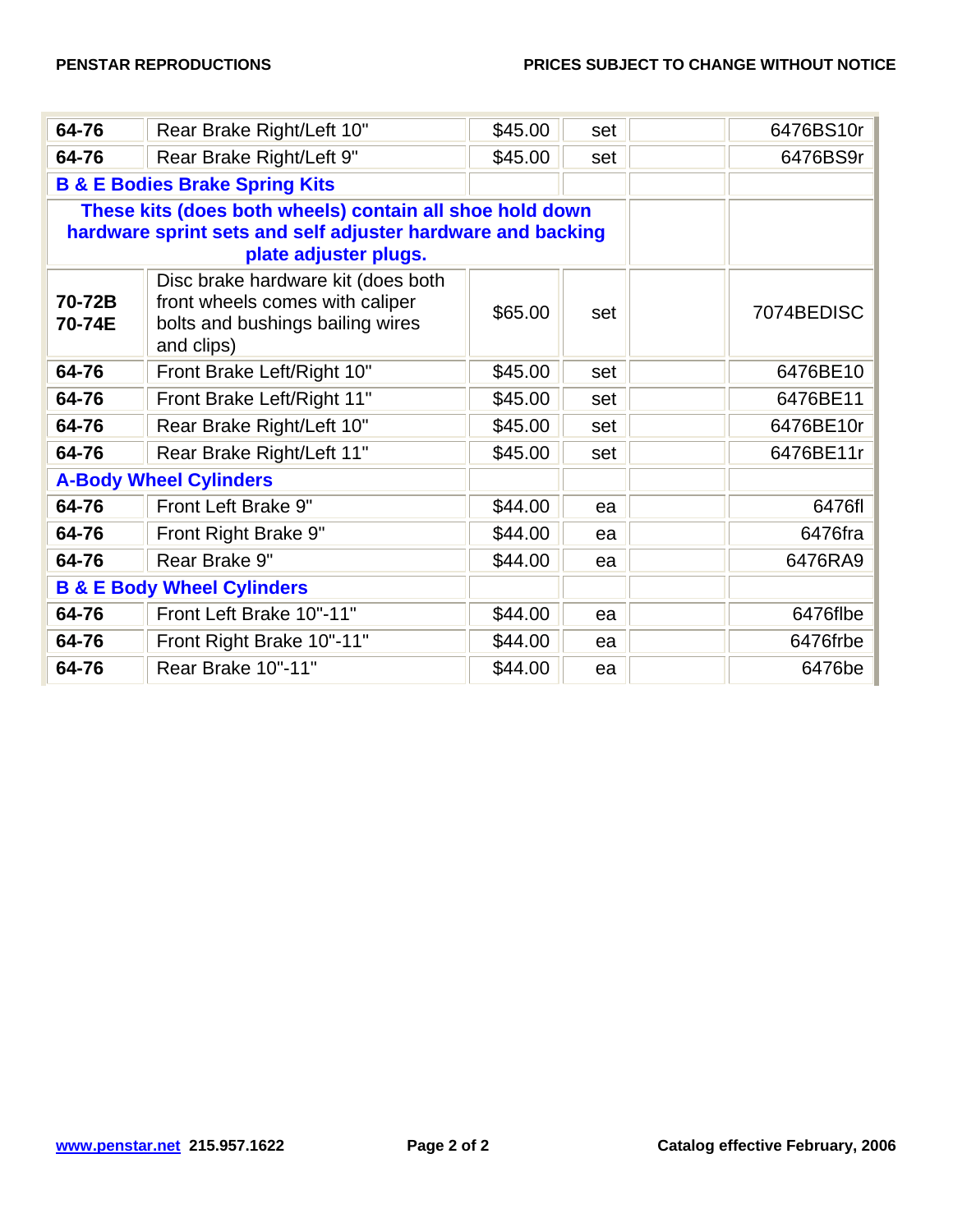| | | | | | |
|---|---|---|---|---|---|
| **64-76** | Rear Brake Right/Left 10" | $45.00 | set | | 6476BS10r |
| **64-76** | Rear Brake Right/Left 9" | $45.00 | set | | 6476BS9r |
| **B & E Bodies Brake Spring Kits** | | | | | |
| **These kits (does both wheels) contain all shoe hold down hardware sprint sets and self adjuster hardware and backing plate adjuster plugs.** | | | | | |
| **70-72B 70-74E** | Disc brake hardware kit (does both front wheels comes with caliper bolts and bushings bailing wires and clips) | $65.00 | set | | 7074BEDISC |
| **64-76** | Front Brake Left/Right 10" | $45.00 | set | | 6476BE10 |
| **64-76** | Front Brake Left/Right 11" | $45.00 | set | | 6476BE11 |
| **64-76** | Rear Brake Right/Left 10" | $45.00 | set | | 6476BE10r |
| **64-76** | Rear Brake Right/Left 11" | $45.00 | set | | 6476BE11r |
| **A-Body Wheel Cylinders** | | | | | |
| **64-76** | Front Left Brake 9" | $44.00 | ea | | 6476fl |
| **64-76** | Front Right Brake 9" | $44.00 | ea | | 6476fra |
| **64-76** | Rear Brake 9" | $44.00 | ea | | 6476RA9 |
| **B & E Body Wheel Cylinders** | | | | | |
| **64-76** | Front Left Brake 10"-11" | $44.00 | ea | | 6476flbe |
| **64-76** | Front Right Brake 10"-11" | $44.00 | ea | | 6476frbe |
| **64-76** | Rear Brake 10"-11" | $44.00 | ea | | 6476be |